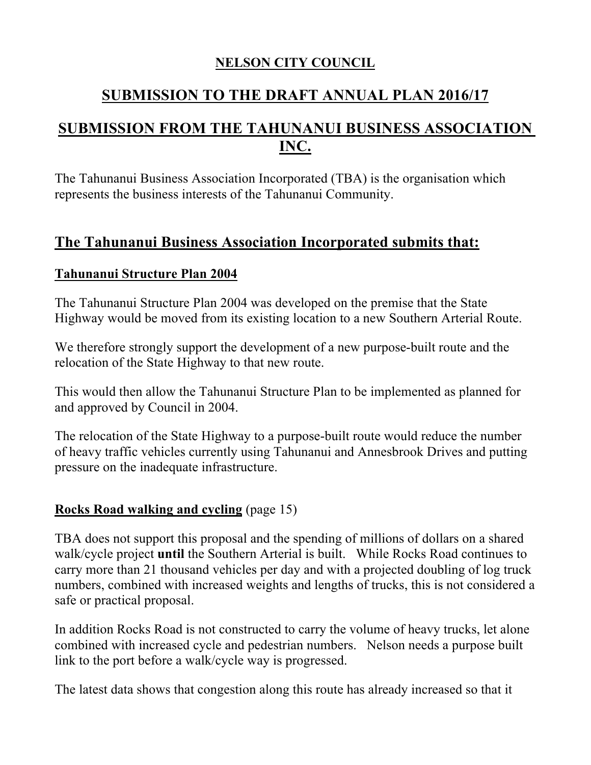**NELSON CITY COUNCIL**

# SUBMISSION TO THE DRAFT ANNUAL PLAN 2016/17

# SUBMISSION FROM THE TAHUNANUI BUSINESS ASSOCIATION INC.

The Tahunanui Business Association Incorporated (TBA) is the organisation which represents the business interests of the Tahunanui Community.

## The Tahunanui Business Association Incorporated submits that:

### Tahunanui Structure Plan 2004

The Tahunanui Structure Plan 2004 was developed on the premise that the State Highway would be moved from its existing location to a new Southern Arterial Route.

We therefore strongly support the development of a new purpose-built route and the relocation of the State Highway to that new route.

This would then allow the Tahunanui Structure Plan to be implemented as planned for and approved by Council in 2004.

The relocation of the State Highway to a purpose-built route would reduce the number of heavy traffic vehicles currently using Tahunanui and Annesbrook Drives and putting pressure on the inadequate infrastructure.

### Rocks Road walking and cycling (page 15)

TBA does not support this proposal and the spending of millions of dollars on a shared walk/cycle project **until** the Southern Arterial is built. While Rocks Road continues to carry more than 21 thousand vehicles per day and with a projected doubling of log truck numbers, combined with increased weights and lengths of trucks, this is not considered a safe or practical proposal.

In addition Rocks Road is not constructed to carry the volume of heavy trucks, let alone combined with increased cycle and pedestrian numbers. Nelson needs a purpose built link to the port before a walk/cycle way is progressed.

The latest data shows that congestion along this route has already increased so that it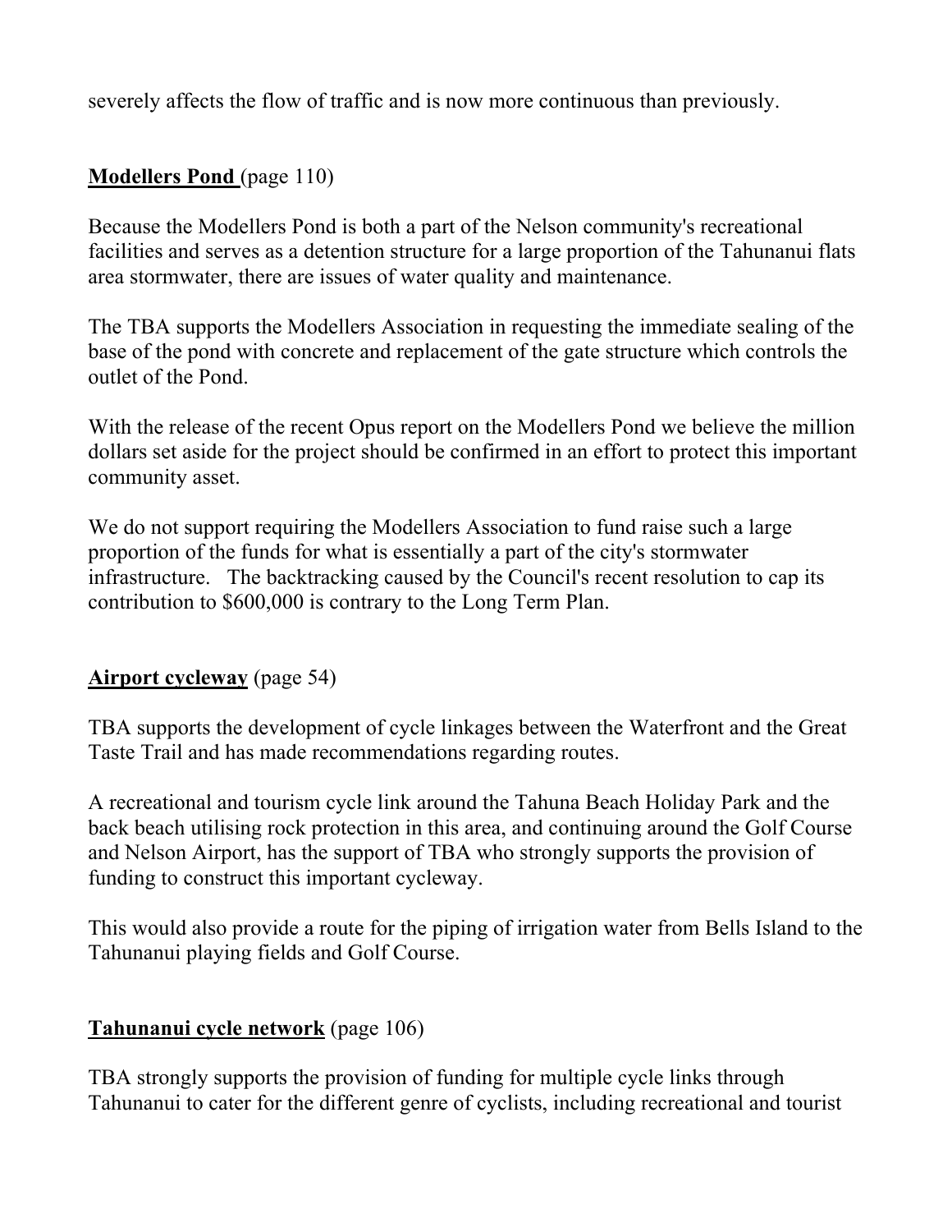severely affects the flow of traffic and is now more continuous than previously.

**Modellers Pond** (page 110)

Because the Modellers Pond is both a part of the Nelson community's recreational facilities and serves as a detention structure for a large proportion of the Tahunanui flats area stormwater, there are issues of water quality and maintenance.

The TBA supports the Modellers Association in requesting the immediate sealing of the base of the pond with concrete and replacement of the gate structure which controls the outlet of the Pond.

With the release of the recent Opus report on the Modellers Pond we believe the million dollars set aside for the project should be confirmed in an effort to protect this important community asset.

We do not support requiring the Modellers Association to fund raise such a large proportion of the funds for what is essentially a part of the city's stormwater infrastructure. The backtracking caused by the Council's recent resolution to cap its contribution to $600,000 is contrary to the Long Term Plan.

**Airport cycleway** (page 54)

TBA supports the development of cycle linkages between the Waterfront and the Great Taste Trail and has made recommendations regarding routes.

A recreational and tourism cycle link around the Tahuna Beach Holiday Park and the back beach utilising rock protection in this area, and continuing around the Golf Course and Nelson Airport, has the support of TBA who strongly supports the provision of funding to construct this important cycleway.

This would also provide a route for the piping of irrigation water from Bells Island to the Tahunanui playing fields and Golf Course.

**Tahunanui cycle network** (page 106)

TBA strongly supports the provision of funding for multiple cycle links through Tahunanui to cater for the different genre of cyclists, including recreational and tourist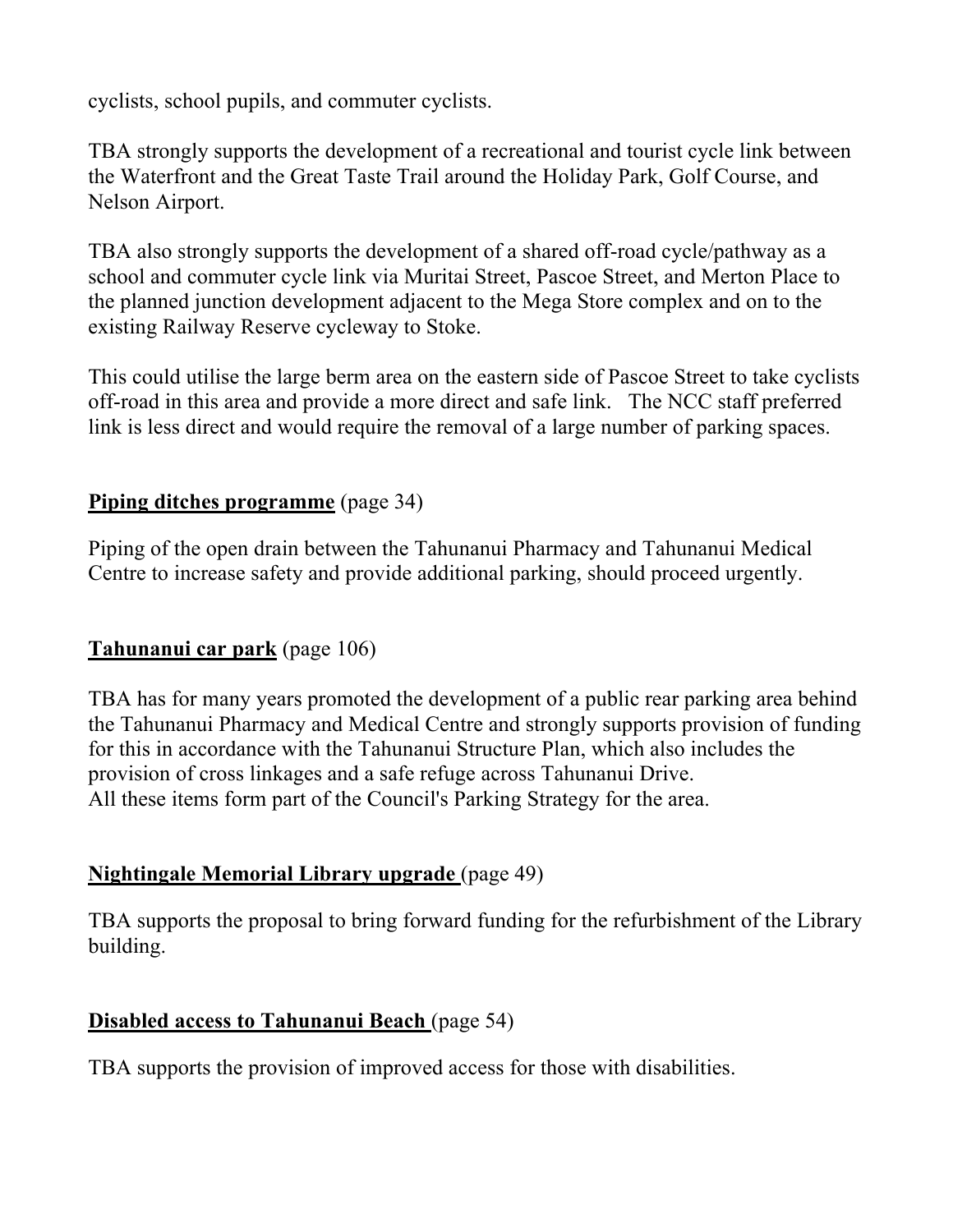cyclists, school pupils, and commuter cyclists.

TBA strongly supports the development of a recreational and tourist cycle link between the Waterfront and the Great Taste Trail around the Holiday Park, Golf Course, and Nelson Airport.

TBA also strongly supports the development of a shared off-road cycle/pathway as a school and commuter cycle link via Muritai Street, Pascoe Street, and Merton Place to the planned junction development adjacent to the Mega Store complex and on to the existing Railway Reserve cycleway to Stoke.

This could utilise the large berm area on the eastern side of Pascoe Street to take cyclists off-road in this area and provide a more direct and safe link. The NCC staff preferred link is less direct and would require the removal of a large number of parking spaces.

**Piping ditches programme** (page 34)

Piping of the open drain between the Tahunanui Pharmacy and Tahunanui Medical Centre to increase safety and provide additional parking, should proceed urgently.

**Tahunanui car park** (page 106)

TBA has for many years promoted the development of a public rear parking area behind the Tahunanui Pharmacy and Medical Centre and strongly supports provision of funding for this in accordance with the Tahunanui Structure Plan, which also includes the provision of cross linkages and a safe refuge across Tahunanui Drive.
All these items form part of the Council's Parking Strategy for the area.

**Nightingale Memorial Library upgrade** (page 49)

TBA supports the proposal to bring forward funding for the refurbishment of the Library building.

**Disabled access to Tahunanui Beach** (page 54)

TBA supports the provision of improved access for those with disabilities.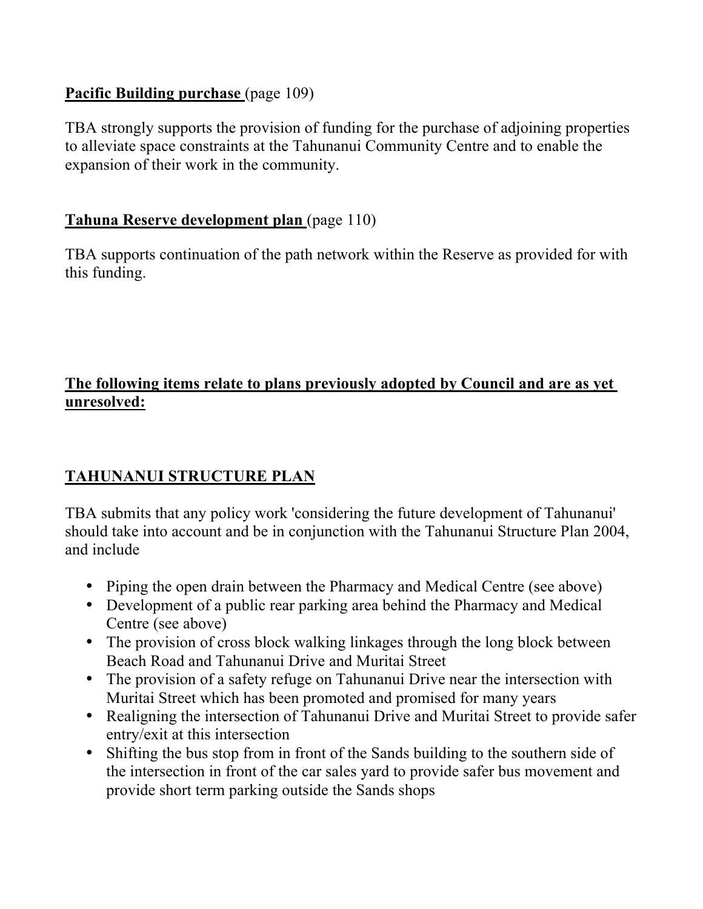**Pacific Building purchase** (page 109)

TBA strongly supports the provision of funding for the purchase of adjoining properties to alleviate space constraints at the Tahunanui Community Centre and to enable the expansion of their work in the community.

**Tahuna Reserve development plan** (page 110)

TBA supports continuation of the path network within the Reserve as provided for with this funding.

**The following items relate to plans previously adopted by Council and are as yet unresolved:**

## TAHUNANUI STRUCTURE PLAN

TBA submits that any policy work 'considering the future development of Tahunanui' should take into account and be in conjunction with the Tahunanui Structure Plan 2004, and include

- Piping the open drain between the Pharmacy and Medical Centre (see above)
- Development of a public rear parking area behind the Pharmacy and Medical Centre (see above)
- The provision of cross block walking linkages through the long block between Beach Road and Tahunanui Drive and Muritai Street
- The provision of a safety refuge on Tahunanui Drive near the intersection with Muritai Street which has been promoted and promised for many years
- Realigning the intersection of Tahunanui Drive and Muritai Street to provide safer entry/exit at this intersection
- Shifting the bus stop from in front of the Sands building to the southern side of the intersection in front of the car sales yard to provide safer bus movement and provide short term parking outside the Sands shops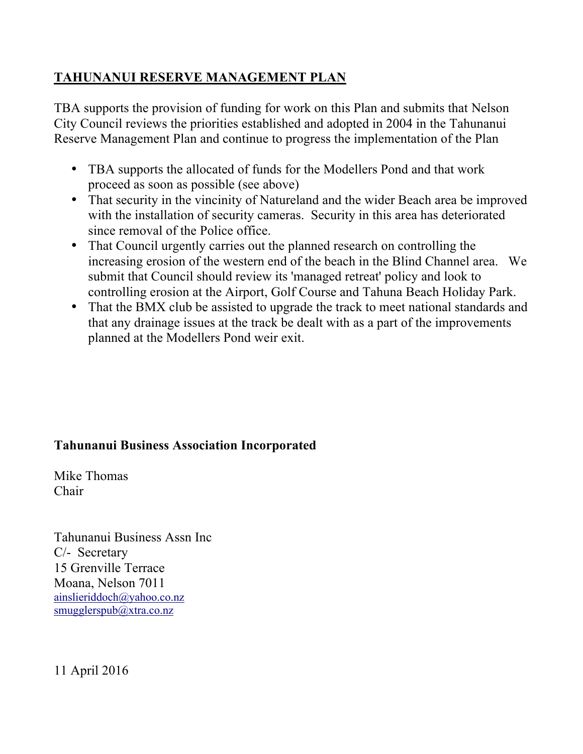## TAHUNANUI RESERVE MANAGEMENT PLAN

TBA supports the provision of funding for work on this Plan and submits that Nelson City Council reviews the priorities established and adopted in 2004 in the Tahunanui Reserve Management Plan and continue to progress the implementation of the Plan

- TBA supports the allocated of funds for the Modellers Pond and that work proceed as soon as possible (see above)
- That security in the vincinity of Natureland and the wider Beach area be improved with the installation of security cameras. Security in this area has deteriorated since removal of the Police office.
- That Council urgently carries out the planned research on controlling the increasing erosion of the western end of the beach in the Blind Channel area. We submit that Council should review its 'managed retreat' policy and look to controlling erosion at the Airport, Golf Course and Tahuna Beach Holiday Park.
- That the BMX club be assisted to upgrade the track to meet national standards and that any drainage issues at the track be dealt with as a part of the improvements planned at the Modellers Pond weir exit.

**Tahunanui Business Association Incorporated**

Mike Thomas
Chair

Tahunanui Business Assn Inc
C/- Secretary
15 Grenville Terrace
Moana, Nelson 7011
ainslieriddoch@yahoo.co.nz
smugglerspub@xtra.co.nz

11 April 2016